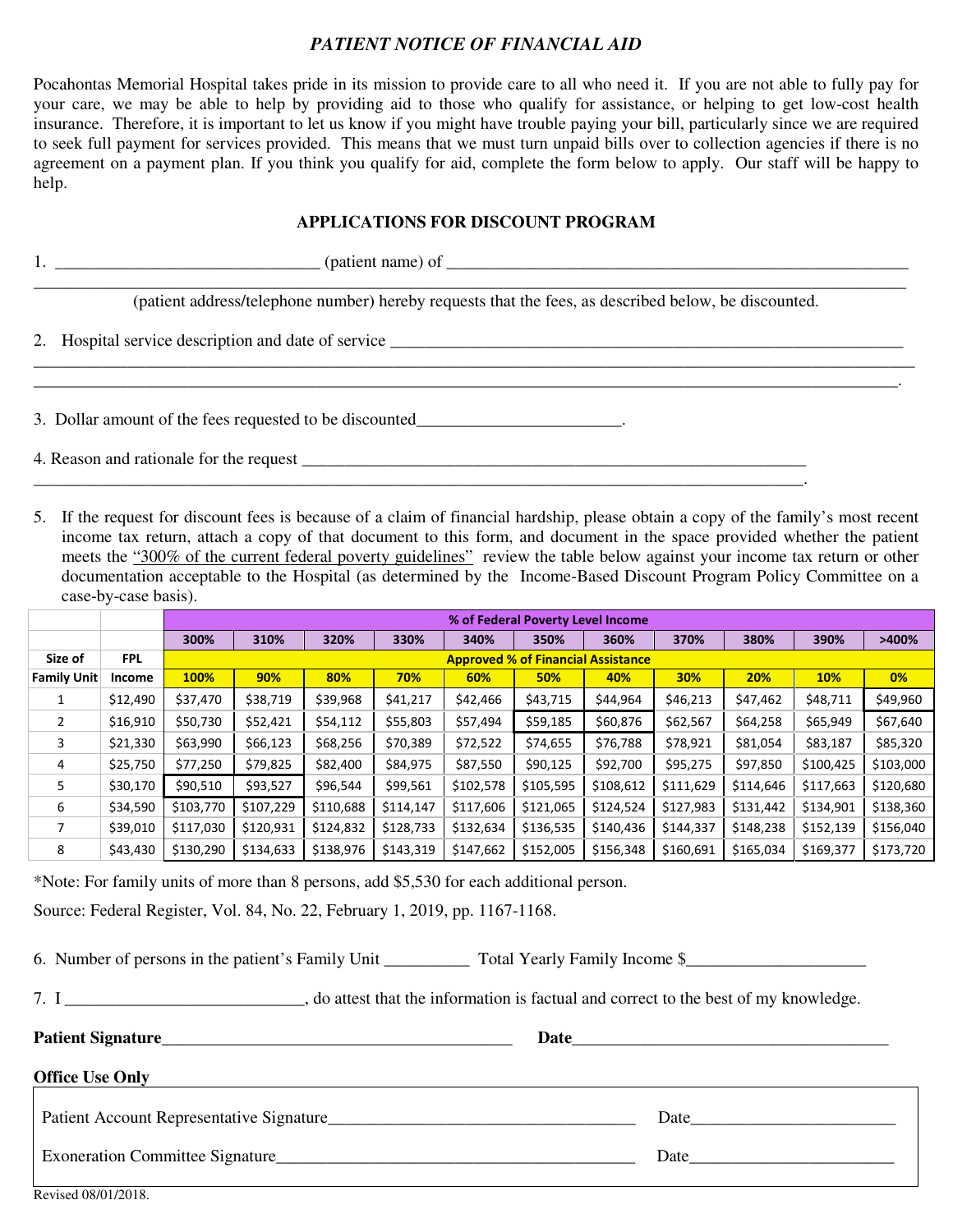*PATIENT NOTICE OF FINANCIAL AID*

Pocahontas Memorial Hospital takes pride in its mission to provide care to all who need it. If you are not able to fully pay for your care, we may be able to help by providing aid to those who qualify for assistance, or helping to get low-cost health insurance. Therefore, it is important to let us know if you might have trouble paying your bill, particularly since we are required to seek full payment for services provided. This means that we must turn unpaid bills over to collection agencies if there is no agreement on a payment plan. If you think you qualify for aid, complete the form below to apply. Our staff will be happy to help.

## APPLICATIONS FOR DISCOUNT PROGRAM

1. ______________________________ (patient name) of ______________________________________________________
_____________________________________________________________________________________________
(patient address/telephone number) hereby requests that the fees, as described below, be discounted.

2. Hospital service description and date of service ___________________________________________________________
_____________________________________________________________________________________________
_____________________________________________________________________________________________.

3. Dollar amount of the fees requested to be discounted________________________.

4. Reason and rationale for the request ____________________________________________________________
_____________________________________________________________________________________________.

5. If the request for discount fees is because of a claim of financial hardship, please obtain a copy of the family's most recent income tax return, attach a copy of that document to this form, and document in the space provided whether the patient meets the "300% of the current federal poverty guidelines" review the table below against your income tax return or other documentation acceptable to the Hospital (as determined by the Income-Based Discount Program Policy Committee on a case-by-case basis).

| | | % of Federal Poverty Level Income | | | | | | | | | | |
|---|---|---|---|---|---|---|---|---|---|---|---|---|
| | | 300% | 310% | 320% | 330% | 340% | 350% | 360% | 370% | 380% | 390% | >400% |
| Size of | FPL | Approved % of Financial Assistance | | | | | | | | | | |
| Family Unit | Income | 100% | 90% | 80% | 70% | 60% | 50% | 40% | 30% | 20% | 10% | 0% |
| 1 | $12,490 | $37,470 | $38,719 | $39,968 | $41,217 | $42,466 | $43,715 | $44,964 | $46,213 | $47,462 | $48,711 | $49,960 |
| 2 | $16,910 | $50,730 | $52,421 | $54,112 | $55,803 | $57,494 | $59,185 | $60,876 | $62,567 | $64,258 | $65,949 | $67,640 |
| 3 | $21,330 | $63,990 | $66,123 | $68,256 | $70,389 | $72,522 | $74,655 | $76,788 | $78,921 | $81,054 | $83,187 | $85,320 |
| 4 | $25,750 | $77,250 | $79,825 | $82,400 | $84,975 | $87,550 | $90,125 | $92,700 | $95,275 | $97,850 | $100,425 | $103,000 |
| 5 | $30,170 | $90,510 | $93,527 | $96,544 | $99,561 | $102,578 | $105,595 | $108,612 | $111,629 | $114,646 | $117,663 | $120,680 |
| 6 | $34,590 | $103,770 | $107,229 | $110,688 | $114,147 | $117,606 | $121,065 | $124,524 | $127,983 | $131,442 | $134,901 | $138,360 |
| 7 | $39,010 | $117,030 | $120,931 | $124,832 | $128,733 | $132,634 | $136,535 | $140,436 | $144,337 | $148,238 | $152,139 | $156,040 |
| 8 | $43,430 | $130,290 | $134,633 | $138,976 | $143,319 | $147,662 | $152,005 | $156,348 | $160,691 | $165,034 | $169,377 | $173,720 |

*Note: For family units of more than 8 persons, add $5,530 for each additional person.

Source: Federal Register, Vol. 84, No. 22, February 1, 2019, pp. 1167-1168.

6. Number of persons in the patient's Family Unit __________ Total Yearly Family Income $____________________

7. I ___________________________, do attest that the information is factual and correct to the best of my knowledge.

**Patient Signature**__________________________________________ **Date**_____________________________________

**Office Use Only**

Patient Account Representative Signature____________________________________ Date________________________

Exoneration Committee Signature_________________________________________ Date________________________

Revised 08/01/2018.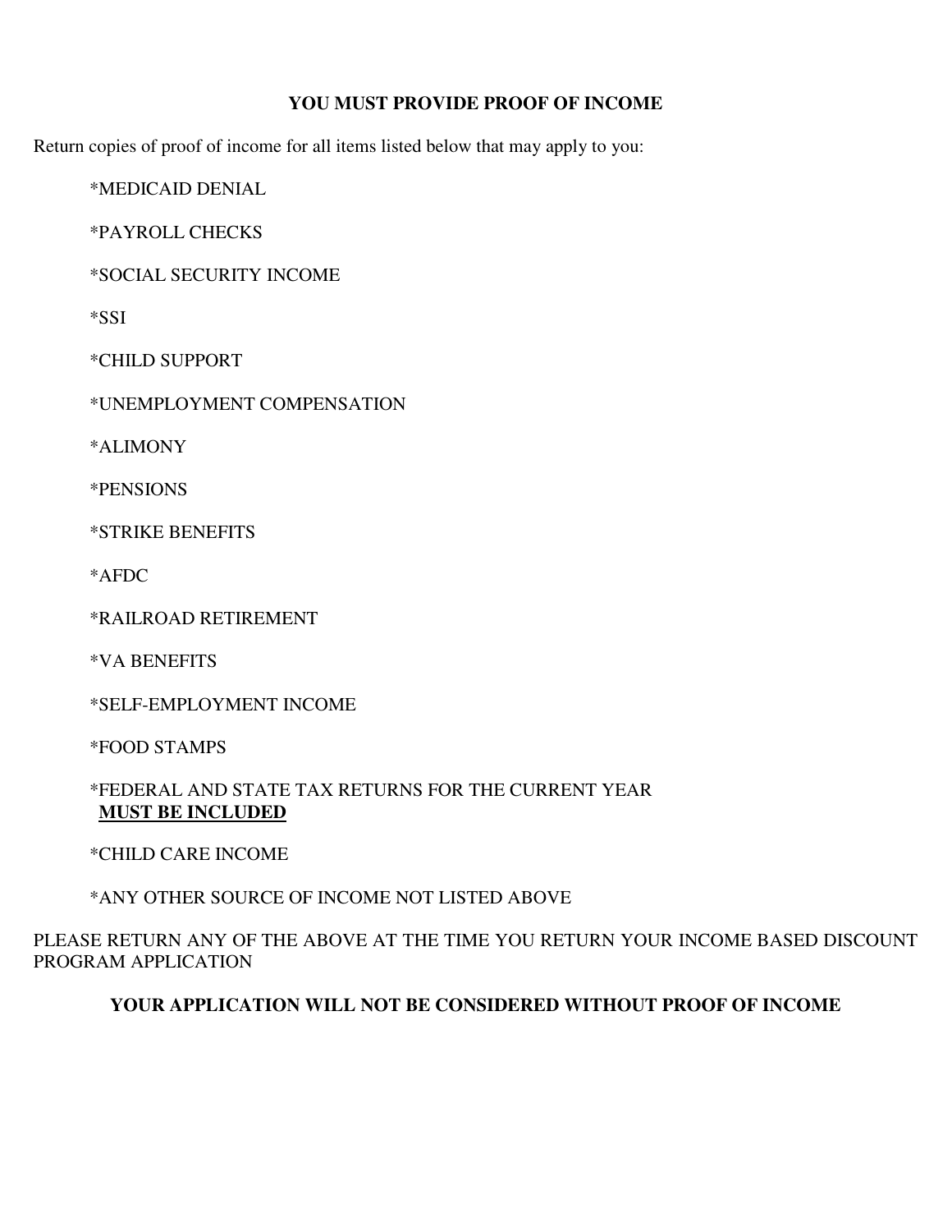**YOU MUST PROVIDE PROOF OF INCOME**

Return copies of proof of income for all items listed below that may apply to you:

*MEDICAID DENIAL

*PAYROLL CHECKS

*SOCIAL SECURITY INCOME

*SSI

*CHILD SUPPORT

*UNEMPLOYMENT COMPENSATION

*ALIMONY

*PENSIONS

*STRIKE BENEFITS

*AFDC

*RAILROAD RETIREMENT

*VA BENEFITS

*SELF-EMPLOYMENT INCOME

*FOOD STAMPS

*FEDERAL AND STATE TAX RETURNS FOR THE CURRENT YEAR **MUST BE INCLUDED**

*CHILD CARE INCOME

*ANY OTHER SOURCE OF INCOME NOT LISTED ABOVE

PLEASE RETURN ANY OF THE ABOVE AT THE TIME YOU RETURN YOUR INCOME BASED DISCOUNT PROGRAM APPLICATION

**YOUR APPLICATION WILL NOT BE CONSIDERED WITHOUT PROOF OF INCOME**